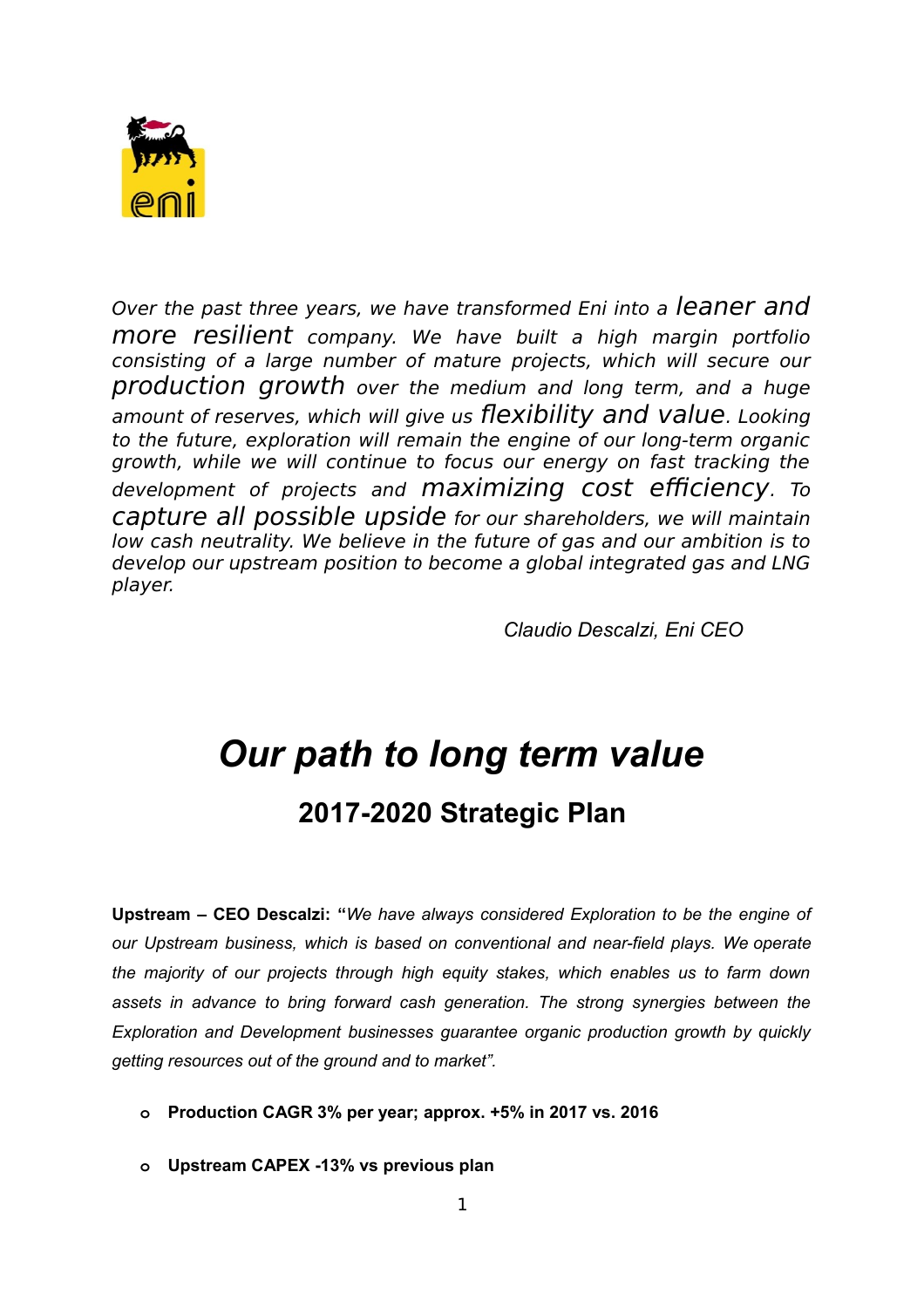*Over the past three years, we have transformed Eni into a leaner and more resilient company. We have built a high margin portfolio consisting of a large number of mature projects, which will secure our production growth over the medium and long term, and a huge amount of reserves, which will give us flexibility and value. Looking to the future, exploration will remain the engine of our long-term organic growth, while we will continue to focus our energy on fast tracking the development of projects and maximizing cost efficiency. To capture all possible upside for our shareholders, we will maintain low cash neutrality. We believe in the future of gas and our ambition is to develop our upstream position to become a global integrated gas and LNG player.*

*Claudio Descalzi, Eni CEO*

# *Our path to long term value*

## 2017-2020 Strategic Plan

**Upstream – CEO Descalzi: "***We have always considered Exploration to be the engine of our Upstream business, which is based on conventional and near-field plays. We operate the majority of our projects through high equity stakes, which enables us to farm down assets in advance to bring forward cash generation. The strong synergies between the Exploration and Development businesses guarantee organic production growth by quickly getting resources out of the ground and to market".*

- **Production CAGR 3% per year; approx. +5% in 2017 vs. 2016**
- **Upstream CAPEX -13% vs previous plan**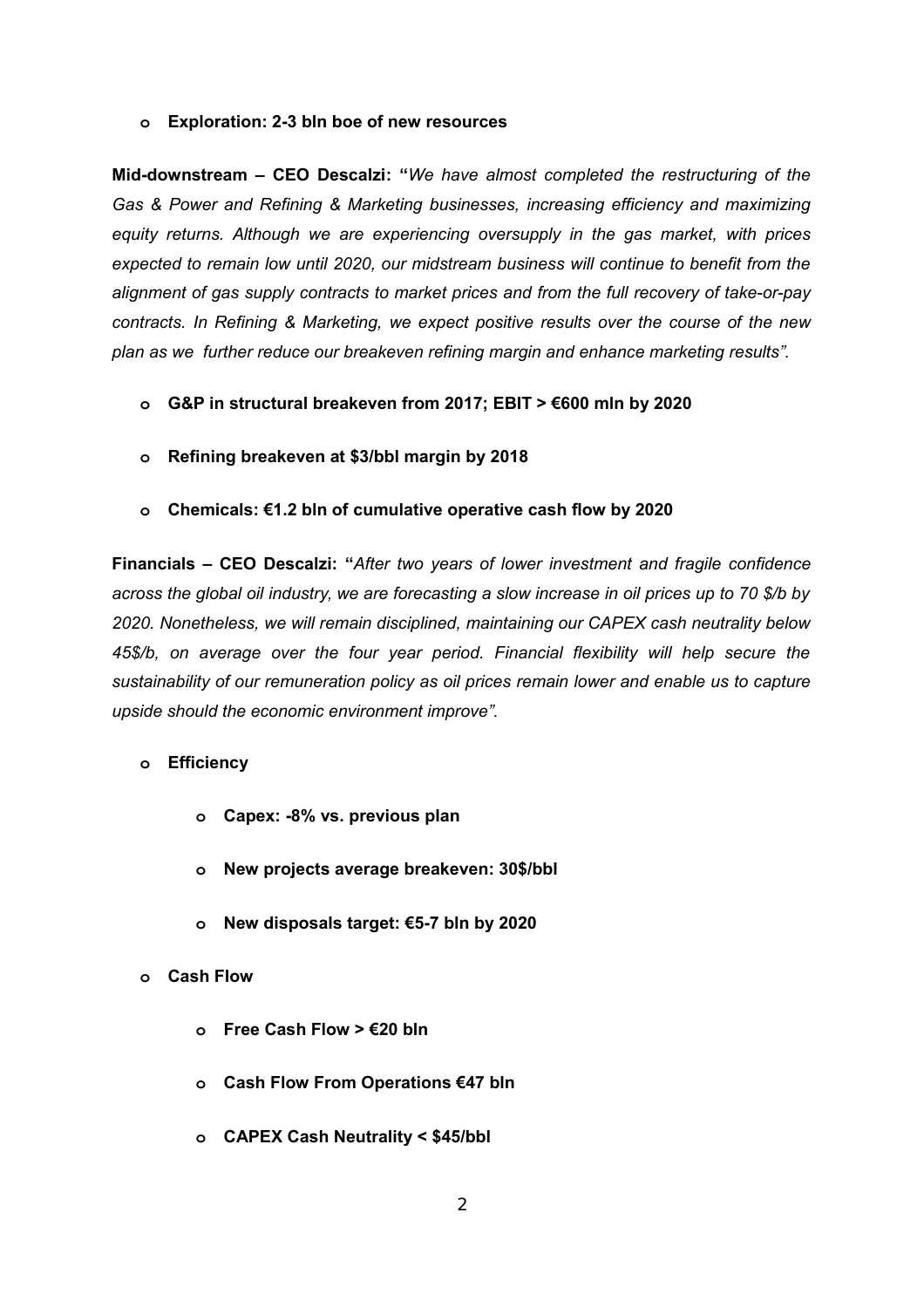- **Exploration: 2-3 bln boe of new resources**

**Mid-downstream – CEO Descalzi: "***We have almost completed the restructuring of the Gas & Power and Refining & Marketing businesses, increasing efficiency and maximizing equity returns. Although we are experiencing oversupply in the gas market, with prices expected to remain low until 2020, our midstream business will continue to benefit from the alignment of gas supply contracts to market prices and from the full recovery of take-or-pay contracts. In Refining & Marketing, we expect positive results over the course of the new plan as we further reduce our breakeven refining margin and enhance marketing results".*

- **G&P in structural breakeven from 2017; EBIT > €600 mln by 2020**
- **Refining breakeven at $3/bbl margin by 2018**
- **Chemicals: €1.2 bln of cumulative operative cash flow by 2020**

**Financials – CEO Descalzi: "***After two years of lower investment and fragile confidence across the global oil industry, we are forecasting a slow increase in oil prices up to 70 $/b by 2020. Nonetheless, we will remain disciplined, maintaining our CAPEX cash neutrality below 45$/b, on average over the four year period. Financial flexibility will help secure the sustainability of our remuneration policy as oil prices remain lower and enable us to capture upside should the economic environment improve".*

- **Efficiency**
  - **Capex: -8% vs. previous plan**
  - **New projects average breakeven: 30$/bbl**
  - **New disposals target: €5-7 bln by 2020**
- **Cash Flow**
  - **Free Cash Flow > €20 bln**
  - **Cash Flow From Operations €47 bln**
  - **CAPEX Cash Neutrality < $45/bbl**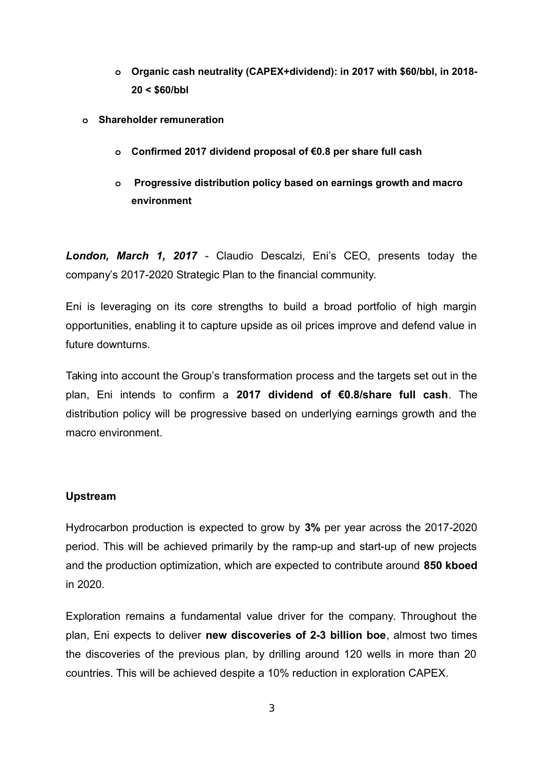- **Organic cash neutrality (CAPEX+dividend): in 2017 with \$60/bbl, in 2018-20 < \$60/bbl**
- **Shareholder remuneration**
    - **Confirmed 2017 dividend proposal of €0.8 per share full cash**
    - **Progressive distribution policy based on earnings growth and macro environment**

***London, March 1, 2017*** - Claudio Descalzi, Eni's CEO, presents today the company's 2017-2020 Strategic Plan to the financial community.

Eni is leveraging on its core strengths to build a broad portfolio of high margin opportunities, enabling it to capture upside as oil prices improve and defend value in future downturns.

Taking into account the Group's transformation process and the targets set out in the plan, Eni intends to confirm a **2017 dividend of €0.8/share full cash**. The distribution policy will be progressive based on underlying earnings growth and the macro environment.

**Upstream**

Hydrocarbon production is expected to grow by **3%** per year across the 2017-2020 period. This will be achieved primarily by the ramp-up and start-up of new projects and the production optimization, which are expected to contribute around **850 kboed** in 2020.

Exploration remains a fundamental value driver for the company. Throughout the plan, Eni expects to deliver **new discoveries of 2-3 billion boe**, almost two times the discoveries of the previous plan, by drilling around 120 wells in more than 20 countries. This will be achieved despite a 10% reduction in exploration CAPEX.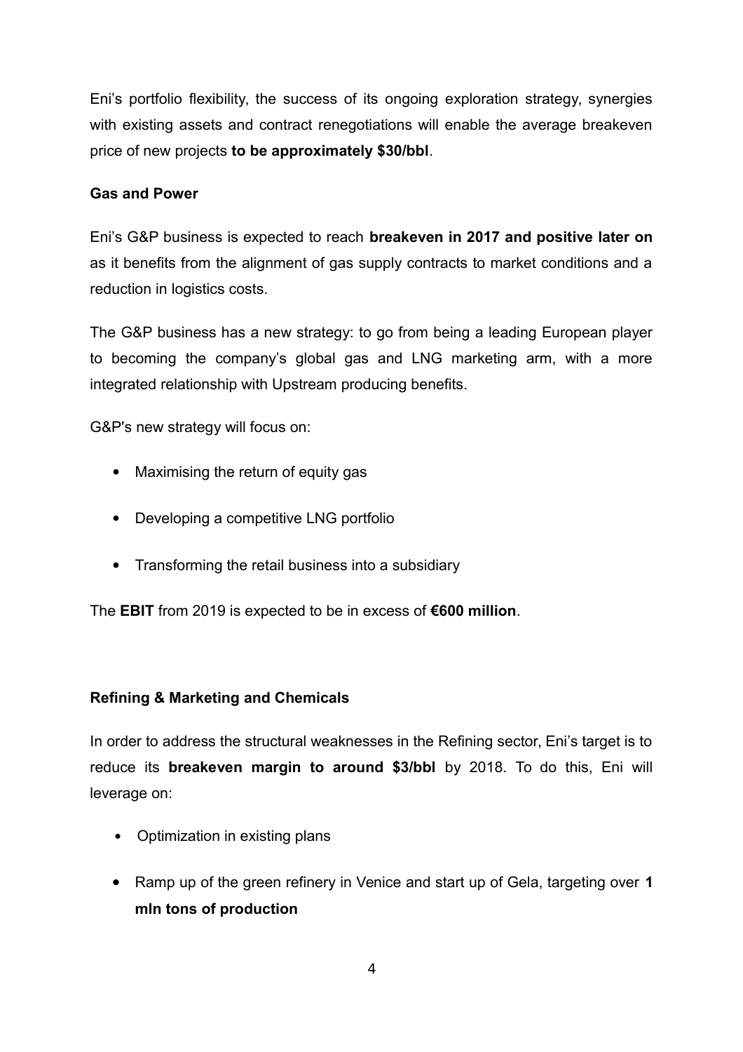Eni's portfolio flexibility, the success of its ongoing exploration strategy, synergies with existing assets and contract renegotiations will enable the average breakeven price of new projects **to be approximately $30/bbl**.

**Gas and Power**

Eni's G&P business is expected to reach **breakeven in 2017 and positive later on** as it benefits from the alignment of gas supply contracts to market conditions and a reduction in logistics costs.

The G&P business has a new strategy: to go from being a leading European player to becoming the company's global gas and LNG marketing arm, with a more integrated relationship with Upstream producing benefits.

G&P's new strategy will focus on:

- Maximising the return of equity gas
- Developing a competitive LNG portfolio
- Transforming the retail business into a subsidiary

The **EBIT** from 2019 is expected to be in excess of **€600 million**.

**Refining & Marketing and Chemicals**

In order to address the structural weaknesses in the Refining sector, Eni's target is to reduce its **breakeven margin to around $3/bbl** by 2018. To do this, Eni will leverage on:

- Optimization in existing plans
- Ramp up of the green refinery in Venice and start up of Gela, targeting over **1 mln tons of production**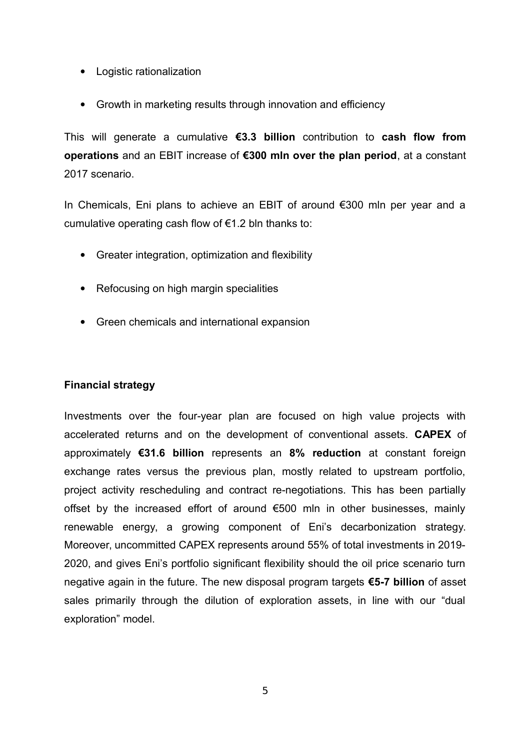- Logistic rationalization
- Growth in marketing results through innovation and efficiency

This will generate a cumulative **€3.3 billion** contribution to **cash flow from operations** and an EBIT increase of **€300 mln over the plan period**, at a constant 2017 scenario.

In Chemicals, Eni plans to achieve an EBIT of around €300 mln per year and a cumulative operating cash flow of €1.2 bln thanks to:

- Greater integration, optimization and flexibility
- Refocusing on high margin specialities
- Green chemicals and international expansion

**Financial strategy**

Investments over the four-year plan are focused on high value projects with accelerated returns and on the development of conventional assets. **CAPEX** of approximately **€31.6 billion** represents an **8% reduction** at constant foreign exchange rates versus the previous plan, mostly related to upstream portfolio, project activity rescheduling and contract re-negotiations. This has been partially offset by the increased effort of around €500 mln in other businesses, mainly renewable energy, a growing component of Eni's decarbonization strategy. Moreover, uncommitted CAPEX represents around 55% of total investments in 2019-2020, and gives Eni's portfolio significant flexibility should the oil price scenario turn negative again in the future. The new disposal program targets **€5-7 billion** of asset sales primarily through the dilution of exploration assets, in line with our "dual exploration" model.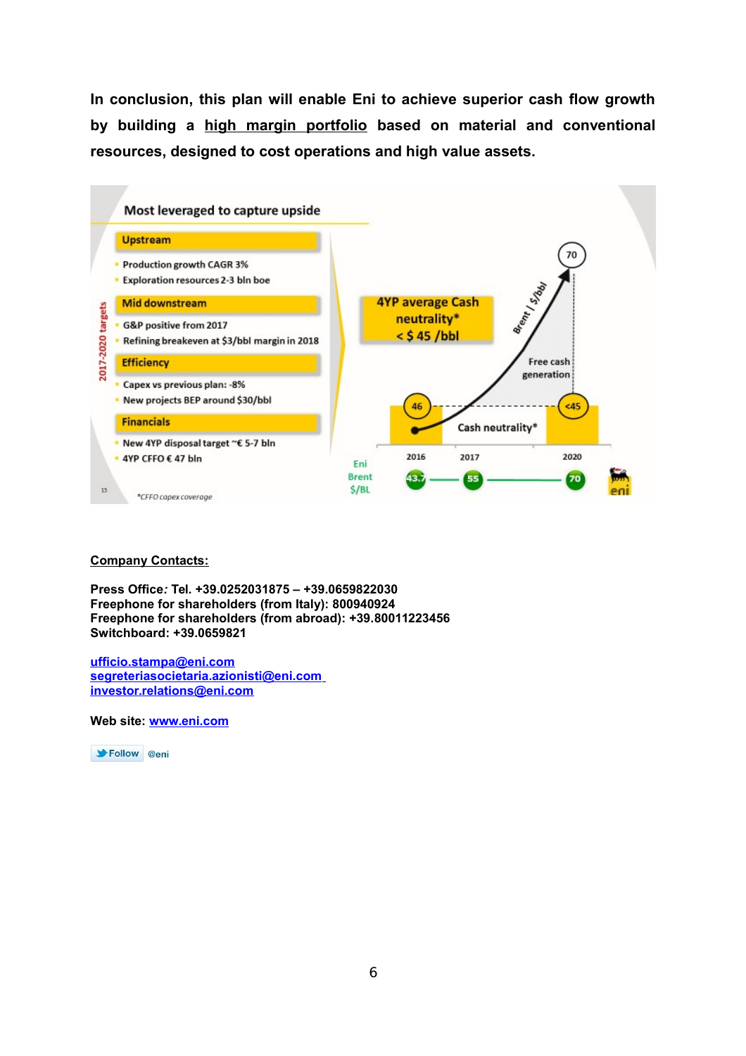**In conclusion, this plan will enable Eni to achieve superior cash flow growth by building a high margin portfolio based on material and conventional resources, designed to cost operations and high value assets.**

Most leveraged to capture upside

2017-2020 targets

**Upstream**
- Production growth CAGR 3%
- Exploration resources 2-3 bln boe

**Mid downstream**
- G&P positive from 2017
- Refining breakeven at $3/bbl margin in 2018

**Efficiency**
- Capex vs previous plan: -8%
- New projects BEP around $30/bbl

**Financials**
- New 4YP disposal target ~€ 5-7 bln
- 4YP CFFO € 47 bln

4YP average Cash neutrality* < $ 45 /bbl

Brent | $/bbl

70

Free cash generation

46

<45

Cash neutrality*

2016

2017

2020

Eni Brent $/BL

43.7

55

70

*CFFO capex coverage

**Company Contacts:**

**Press Office***:* **Tel. +39.0252031875 – +39.0659822030**
**Freephone for shareholders (from Italy): 800940924**
**Freephone for shareholders (from abroad): +39.80011223456**
**Switchboard: +39.0659821**

ufficio.stampa@eni.com
segreteriasocietaria.azionisti@eni.com
investor.relations@eni.com

**Web site:** www.eni.com

Follow @eni